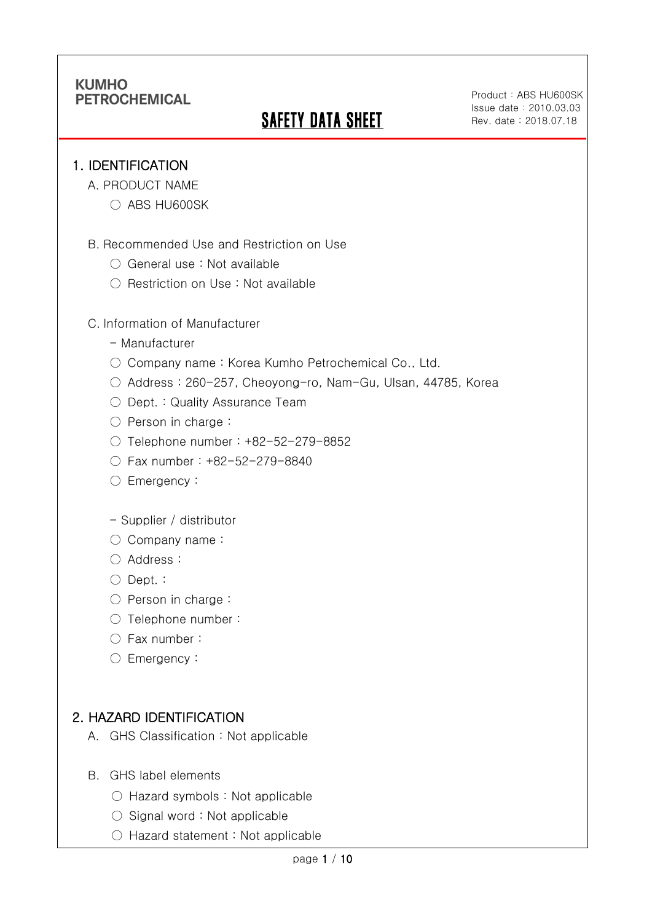KUMHO PETROCHEMICAL

# SAFETY DATA SHEET

Product : ABS HU600SK
Issue date : 2010.03.03
Rev. date : 2018.07.18

## 1. IDENTIFICATION

A. PRODUCT NAME

○ ABS HU600SK

B. Recommended Use and Restriction on Use

○ General use : Not available

○ Restriction on Use : Not available

C. Information of Manufacturer

- Manufacturer

○ Company name : Korea Kumho Petrochemical Co., Ltd.

○ Address : 260-257, Cheoyong-ro, Nam-Gu, Ulsan, 44785, Korea

○ Dept. : Quality Assurance Team

○ Person in charge :

○ Telephone number : +82-52-279-8852

○ Fax number : +82-52-279-8840

○ Emergency :

- Supplier / distributor

○ Company name :

○ Address :

○ Dept. :

○ Person in charge :

○ Telephone number :

○ Fax number :

○ Emergency :

## 2. HAZARD IDENTIFICATION

A. GHS Classification : Not applicable

B. GHS label elements

○ Hazard symbols : Not applicable

○ Signal word : Not applicable

○ Hazard statement : Not applicable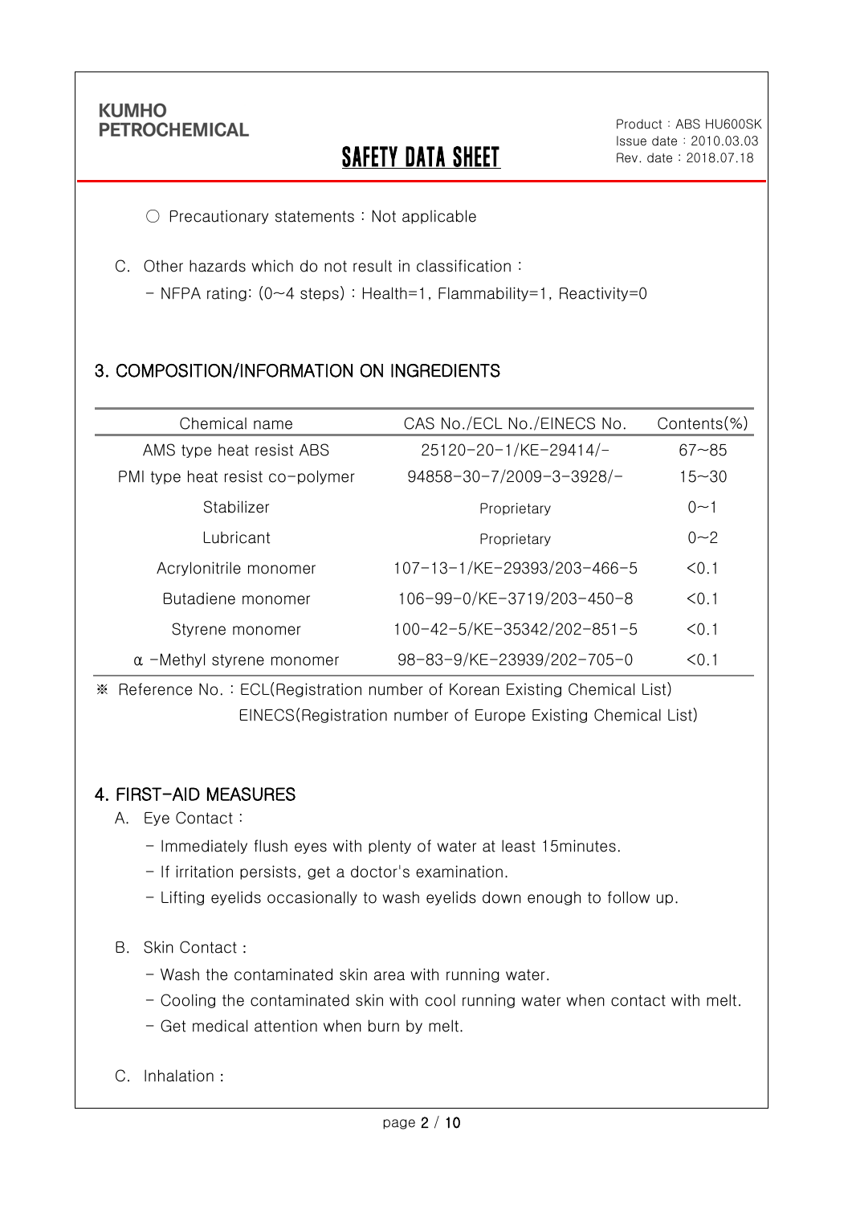○ Precautionary statements : Not applicable

C. Other hazards which do not result in classification :

- NFPA rating: (0~4 steps) : Health=1, Flammability=1, Reactivity=0

## 3. COMPOSITION/INFORMATION ON INGREDIENTS

| Chemical name | CAS No./ECL No./EINECS No. | Contents(%) |
|---|---|---|
| AMS type heat resist ABS | 25120-20-1/KE-29414/- | 67~85 |
| PMI type heat resist co-polymer | 94858-30-7/2009-3-3928/- | 15~30 |
| Stabilizer | Proprietary | 0~1 |
| Lubricant | Proprietary | 0~2 |
| Acrylonitrile monomer | 107-13-1/KE-29393/203-466-5 | <0.1 |
| Butadiene monomer | 106-99-0/KE-3719/203-450-8 | <0.1 |
| Styrene monomer | 100-42-5/KE-35342/202-851-5 | <0.1 |
| α -Methyl styrene monomer | 98-83-9/KE-23939/202-705-0 | <0.1 |

※ Reference No. : ECL(Registration number of Korean Existing Chemical List)
EINECS(Registration number of Europe Existing Chemical List)

## 4. FIRST-AID MEASURES

A. Eye Contact :

- Immediately flush eyes with plenty of water at least 15minutes.
- If irritation persists, get a doctor's examination.
- Lifting eyelids occasionally to wash eyelids down enough to follow up.

B. Skin Contact :

- Wash the contaminated skin area with running water.
- Cooling the contaminated skin with cool running water when contact with melt.
- Get medical attention when burn by melt.

C. Inhalation :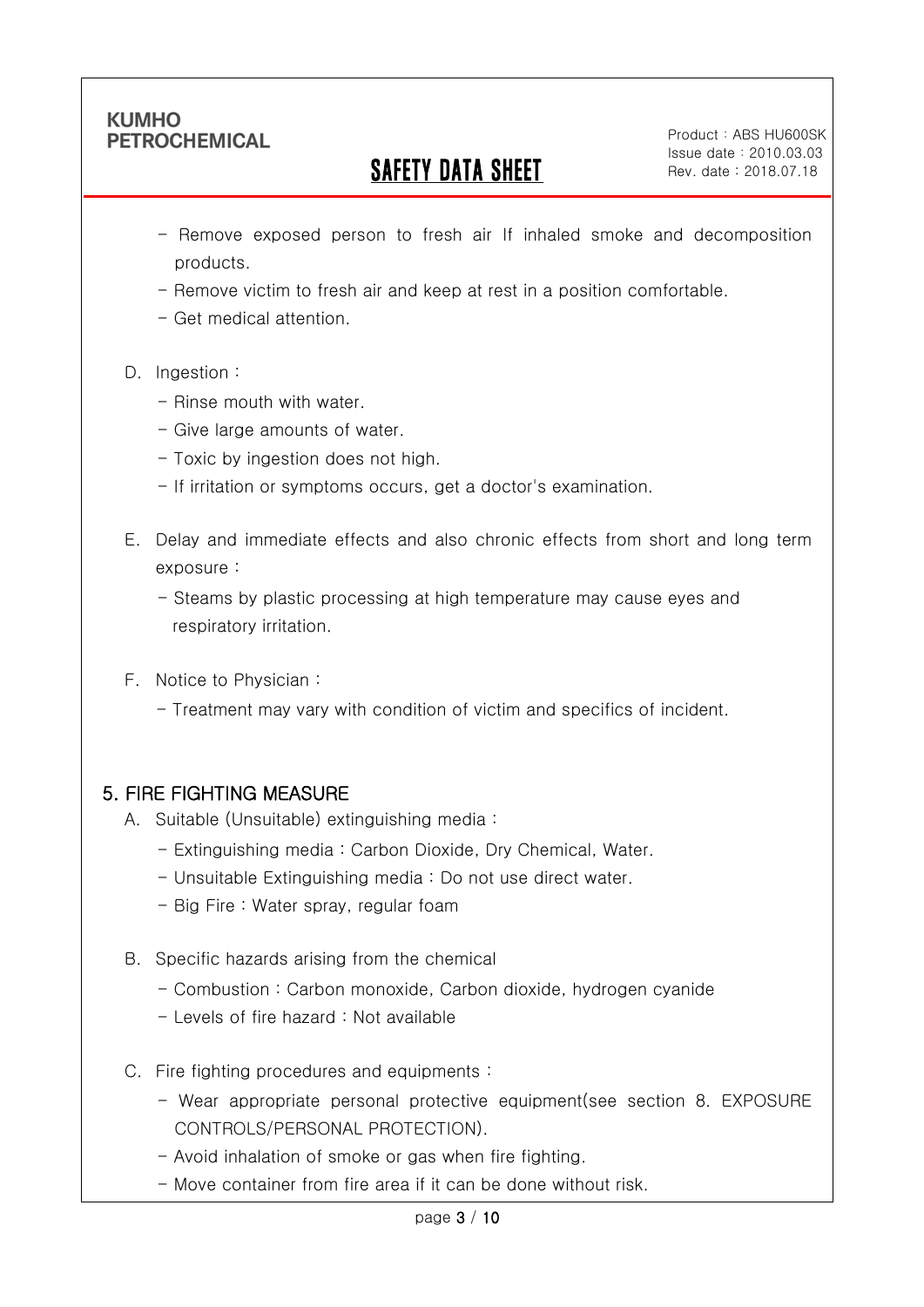- Remove exposed person to fresh air If inhaled smoke and decomposition products.
- Remove victim to fresh air and keep at rest in a position comfortable.
- Get medical attention.

D. Ingestion :

- Rinse mouth with water.
- Give large amounts of water.
- Toxic by ingestion does not high.
- If irritation or symptoms occurs, get a doctor's examination.

E. Delay and immediate effects and also chronic effects from short and long term exposure :

- Steams by plastic processing at high temperature may cause eyes and respiratory irritation.

F. Notice to Physician :

- Treatment may vary with condition of victim and specifics of incident.

## 5. FIRE FIGHTING MEASURE

A. Suitable (Unsuitable) extinguishing media :

- Extinguishing media : Carbon Dioxide, Dry Chemical, Water.
- Unsuitable Extinguishing media : Do not use direct water.
- Big Fire : Water spray, regular foam

B. Specific hazards arising from the chemical

- Combustion : Carbon monoxide, Carbon dioxide, hydrogen cyanide
- Levels of fire hazard : Not available

C. Fire fighting procedures and equipments :

- Wear appropriate personal protective equipment(see section 8. EXPOSURE CONTROLS/PERSONAL PROTECTION).
- Avoid inhalation of smoke or gas when fire fighting.
- Move container from fire area if it can be done without risk.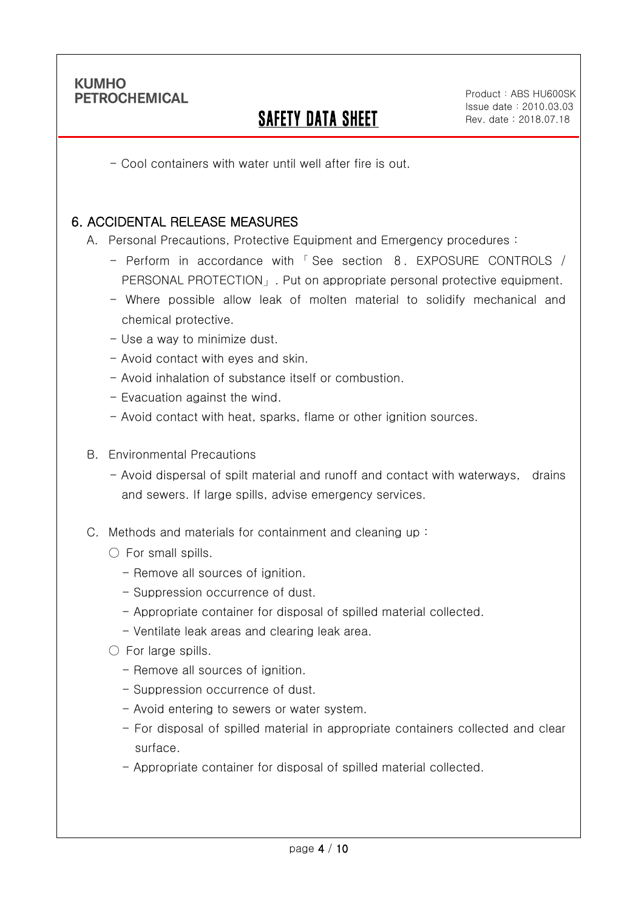- Cool containers with water until well after fire is out.

## 6. ACCIDENTAL RELEASE MEASURES

A. Personal Precautions, Protective Equipment and Emergency procedures :

- Perform in accordance with 「See section 8. EXPOSURE CONTROLS / PERSONAL PROTECTION」. Put on appropriate personal protective equipment.
- Where possible allow leak of molten material to solidify mechanical and chemical protective.
- Use a way to minimize dust.
- Avoid contact with eyes and skin.
- Avoid inhalation of substance itself or combustion.
- Evacuation against the wind.
- Avoid contact with heat, sparks, flame or other ignition sources.

B. Environmental Precautions

- Avoid dispersal of spilt material and runoff and contact with waterways, drains and sewers. If large spills, advise emergency services.

C. Methods and materials for containment and cleaning up :

○ For small spills.

- Remove all sources of ignition.
- Suppression occurrence of dust.
- Appropriate container for disposal of spilled material collected.
- Ventilate leak areas and clearing leak area.

○ For large spills.

- Remove all sources of ignition.
- Suppression occurrence of dust.
- Avoid entering to sewers or water system.
- For disposal of spilled material in appropriate containers collected and clear surface.
- Appropriate container for disposal of spilled material collected.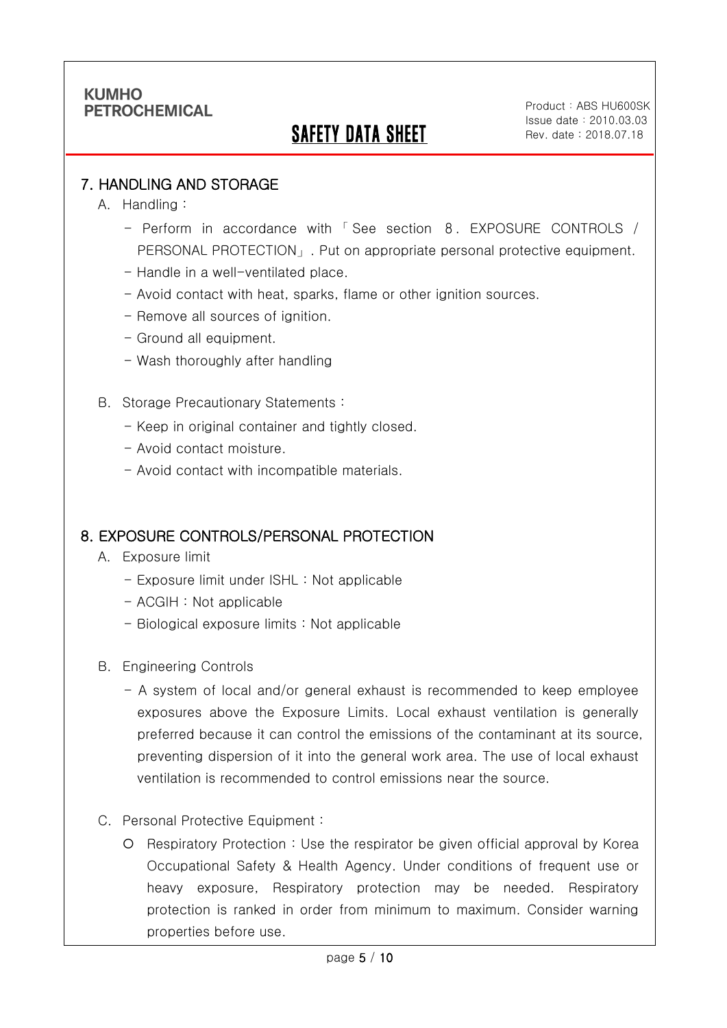## 7. HANDLING AND STORAGE

A. Handling :

- Perform in accordance with 「See section 8. EXPOSURE CONTROLS / PERSONAL PROTECTION」. Put on appropriate personal protective equipment.
- Handle in a well-ventilated place.
- Avoid contact with heat, sparks, flame or other ignition sources.
- Remove all sources of ignition.
- Ground all equipment.
- Wash thoroughly after handling

B. Storage Precautionary Statements :

- Keep in original container and tightly closed.
- Avoid contact moisture.
- Avoid contact with incompatible materials.

## 8. EXPOSURE CONTROLS/PERSONAL PROTECTION

A. Exposure limit

- Exposure limit under ISHL : Not applicable
- ACGIH : Not applicable
- Biological exposure limits : Not applicable

B. Engineering Controls

- A system of local and/or general exhaust is recommended to keep employee exposures above the Exposure Limits. Local exhaust ventilation is generally preferred because it can control the emissions of the contaminant at its source, preventing dispersion of it into the general work area. The use of local exhaust ventilation is recommended to control emissions near the source.

C. Personal Protective Equipment :

- Respiratory Protection : Use the respirator be given official approval by Korea Occupational Safety & Health Agency. Under conditions of frequent use or heavy exposure, Respiratory protection may be needed. Respiratory protection is ranked in order from minimum to maximum. Consider warning properties before use.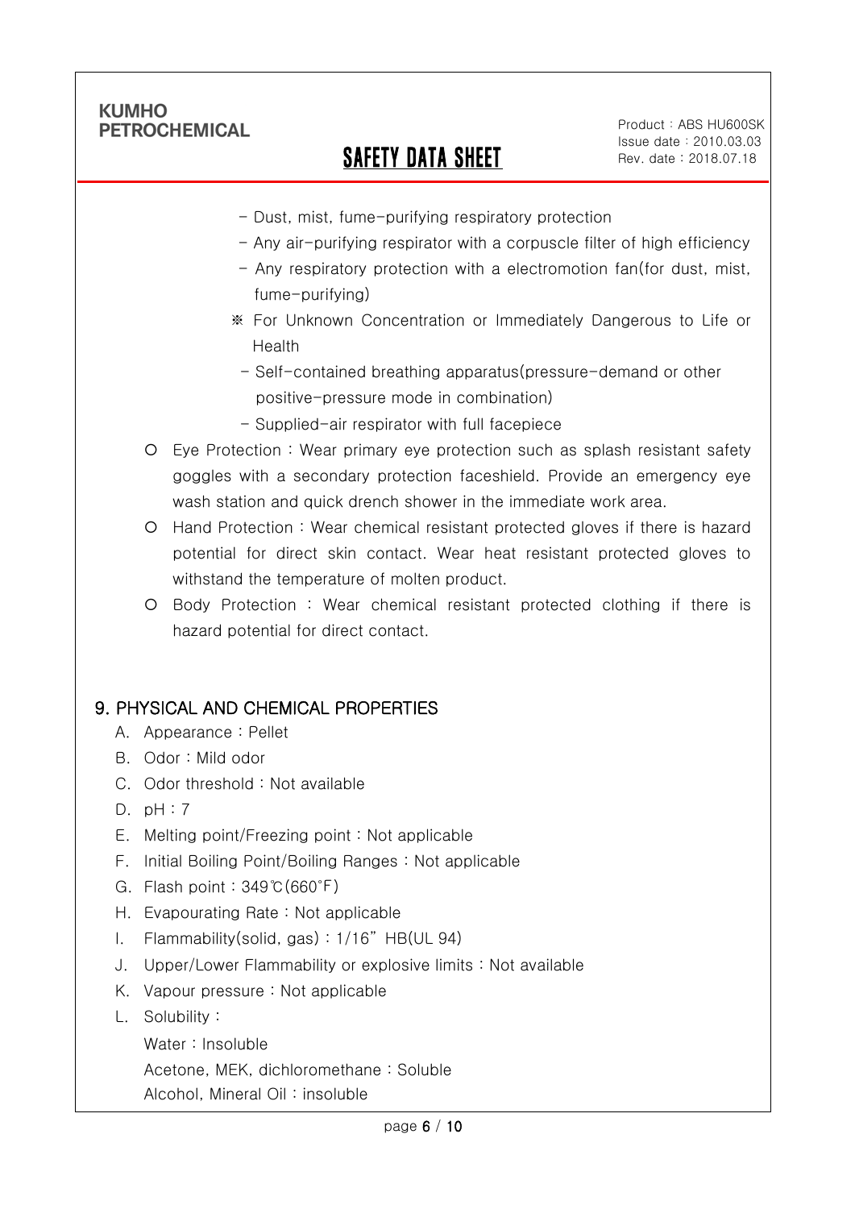- Dust, mist, fume-purifying respiratory protection
- Any air-purifying respirator with a corpuscle filter of high efficiency
- Any respiratory protection with a electromotion fan(for dust, mist, fume-purifying)

※ For Unknown Concentration or Immediately Dangerous to Life or Health

- Self-contained breathing apparatus(pressure-demand or other positive-pressure mode in combination)
- Supplied-air respirator with full facepiece

○ Eye Protection : Wear primary eye protection such as splash resistant safety goggles with a secondary protection faceshield. Provide an emergency eye wash station and quick drench shower in the immediate work area.

○ Hand Protection : Wear chemical resistant protected gloves if there is hazard potential for direct skin contact. Wear heat resistant protected gloves to withstand the temperature of molten product.

○ Body Protection : Wear chemical resistant protected clothing if there is hazard potential for direct contact.

## 9. PHYSICAL AND CHEMICAL PROPERTIES

A. Appearance : Pellet

B. Odor : Mild odor

C. Odor threshold : Not available

D. pH : 7

E. Melting point/Freezing point : Not applicable

F. Initial Boiling Point/Boiling Ranges : Not applicable

G. Flash point : 349℃(660˚F)

H. Evapourating Rate : Not applicable

I. Flammability(solid, gas) : 1/16" HB(UL 94)

J. Upper/Lower Flammability or explosive limits : Not available

K. Vapour pressure : Not applicable

L. Solubility :

Water : Insoluble

Acetone, MEK, dichloromethane : Soluble

Alcohol, Mineral Oil : insoluble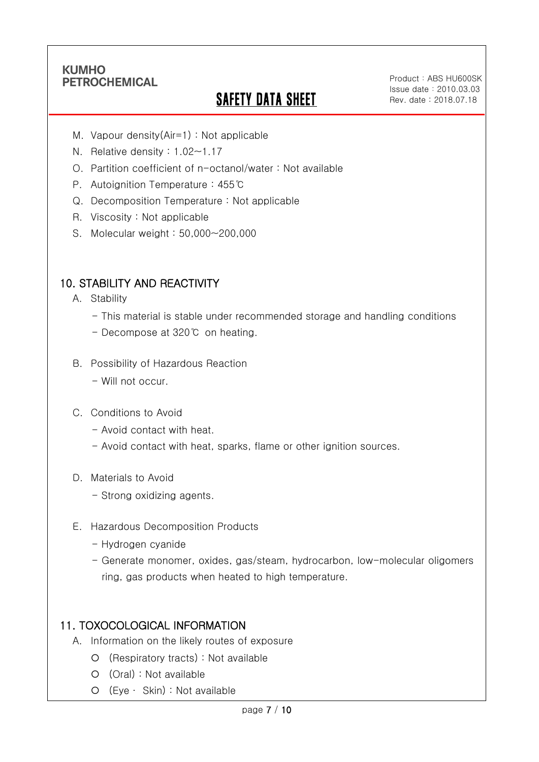M. Vapour density(Air=1) : Not applicable

N. Relative density : 1.02~1.17

O. Partition coefficient of n-octanol/water : Not available

P. Autoignition Temperature : 455℃

Q. Decomposition Temperature : Not applicable

R. Viscosity : Not applicable

S. Molecular weight : 50,000~200,000

## 10. STABILITY AND REACTIVITY

A. Stability

- This material is stable under recommended storage and handling conditions
- Decompose at 320℃ on heating.

B. Possibility of Hazardous Reaction

- Will not occur.

C. Conditions to Avoid

- Avoid contact with heat.
- Avoid contact with heat, sparks, flame or other ignition sources.

D. Materials to Avoid

- Strong oxidizing agents.

E. Hazardous Decomposition Products

- Hydrogen cyanide
- Generate monomer, oxides, gas/steam, hydrocarbon, low-molecular oligomers ring, gas products when heated to high temperature.

## 11. TOXOCOLOGICAL INFORMATION

A. Information on the likely routes of exposure

- (Respiratory tracts) : Not available
- (Oral) : Not available
- (Eye · Skin) : Not available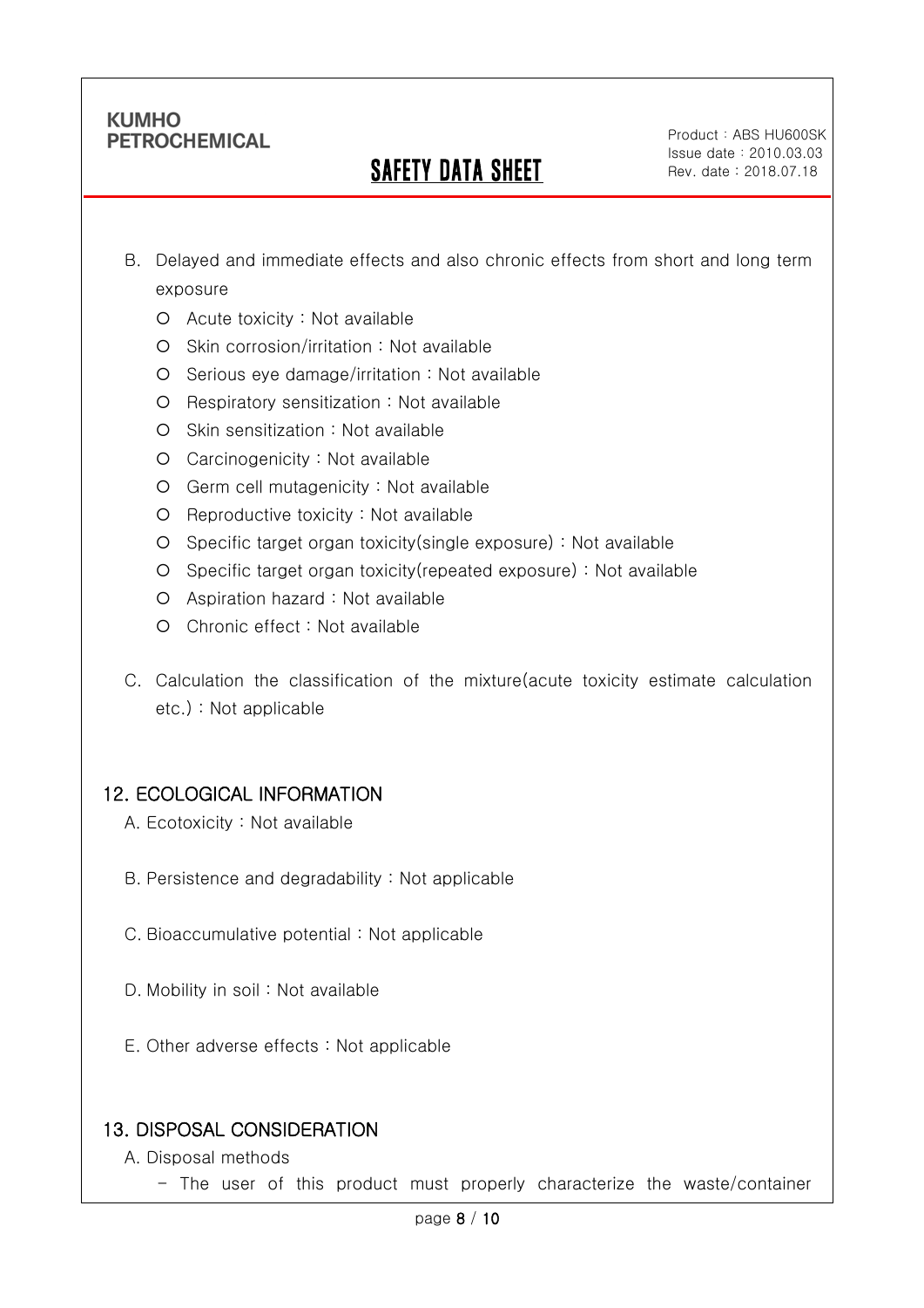B. Delayed and immediate effects and also chronic effects from short and long term exposure

- Acute toxicity : Not available
- Skin corrosion/irritation : Not available
- Serious eye damage/irritation : Not available
- Respiratory sensitization : Not available
- Skin sensitization : Not available
- Carcinogenicity : Not available
- Germ cell mutagenicity : Not available
- Reproductive toxicity : Not available
- Specific target organ toxicity(single exposure) : Not available
- Specific target organ toxicity(repeated exposure) : Not available
- Aspiration hazard : Not available
- Chronic effect : Not available

C. Calculation the classification of the mixture(acute toxicity estimate calculation etc.) : Not applicable

## 12. ECOLOGICAL INFORMATION

A. Ecotoxicity : Not available

B. Persistence and degradability : Not applicable

C. Bioaccumulative potential : Not applicable

D. Mobility in soil : Not available

E. Other adverse effects : Not applicable

## 13. DISPOSAL CONSIDERATION

A. Disposal methods

- The user of this product must properly characterize the waste/container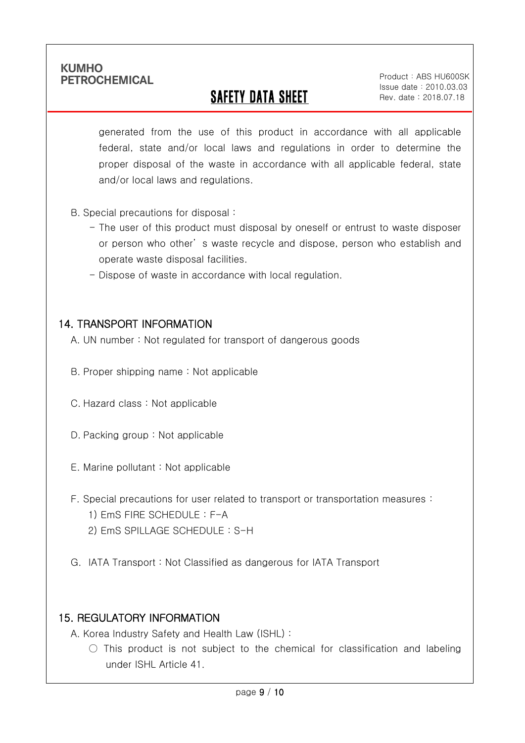generated from the use of this product in accordance with all applicable federal, state and/or local laws and regulations in order to determine the proper disposal of the waste in accordance with all applicable federal, state and/or local laws and regulations.

B. Special precautions for disposal :

- The user of this product must disposal by oneself or entrust to waste disposer or person who other' s waste recycle and dispose, person who establish and operate waste disposal facilities.
- Dispose of waste in accordance with local regulation.

## 14. TRANSPORT INFORMATION

A. UN number : Not regulated for transport of dangerous goods

B. Proper shipping name : Not applicable

C. Hazard class : Not applicable

D. Packing group : Not applicable

E. Marine pollutant : Not applicable

F. Special precautions for user related to transport or transportation measures :

1) EmS FIRE SCHEDULE : F-A
2) EmS SPILLAGE SCHEDULE : S-H

G. IATA Transport : Not Classified as dangerous for IATA Transport

## 15. REGULATORY INFORMATION

A. Korea Industry Safety and Health Law (ISHL) :

○ This product is not subject to the chemical for classification and labeling under ISHL Article 41.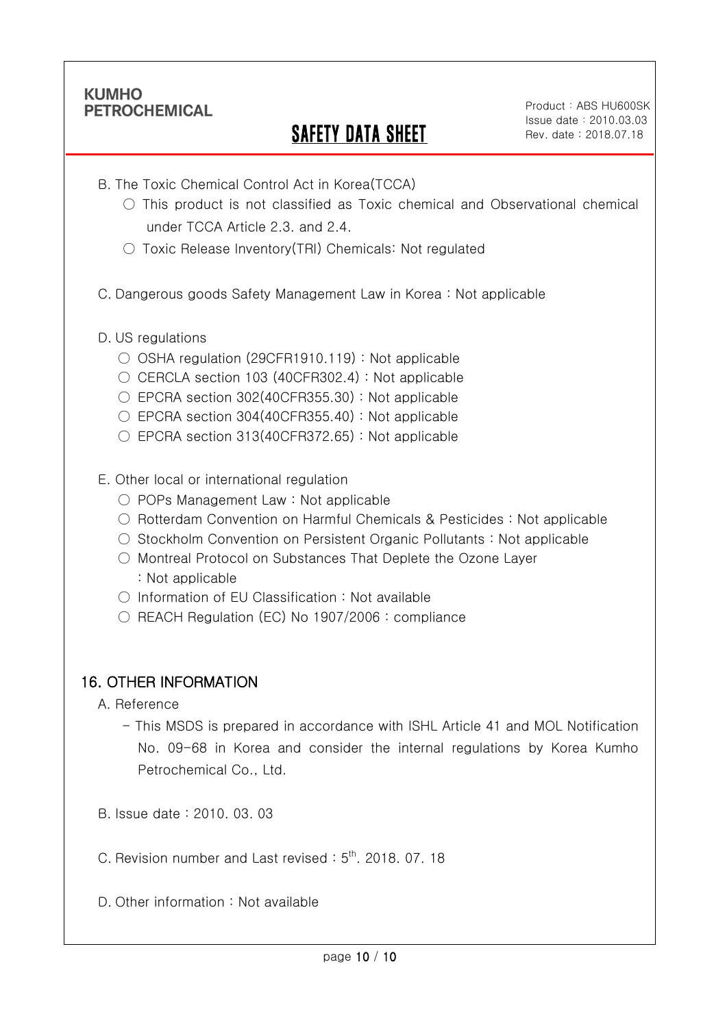B. The Toxic Chemical Control Act in Korea(TCCA)

○ This product is not classified as Toxic chemical and Observational chemical under TCCA Article 2.3. and 2.4.

○ Toxic Release Inventory(TRI) Chemicals: Not regulated

C. Dangerous goods Safety Management Law in Korea : Not applicable

D. US regulations

○ OSHA regulation (29CFR1910.119) : Not applicable

○ CERCLA section 103 (40CFR302.4) : Not applicable

○ EPCRA section 302(40CFR355.30) : Not applicable

○ EPCRA section 304(40CFR355.40) : Not applicable

○ EPCRA section 313(40CFR372.65) : Not applicable

E. Other local or international regulation

○ POPs Management Law : Not applicable

○ Rotterdam Convention on Harmful Chemicals & Pesticides : Not applicable

○ Stockholm Convention on Persistent Organic Pollutants : Not applicable

○ Montreal Protocol on Substances That Deplete the Ozone Layer : Not applicable

○ Information of EU Classification : Not available

○ REACH Regulation (EC) No 1907/2006 : compliance

## 16. OTHER INFORMATION

A. Reference

- This MSDS is prepared in accordance with ISHL Article 41 and MOL Notification No. 09-68 in Korea and consider the internal regulations by Korea Kumho Petrochemical Co., Ltd.

B. Issue date : 2010. 03. 03

C. Revision number and Last revised : $5^{th}$. 2018. 07. 18

D. Other information : Not available